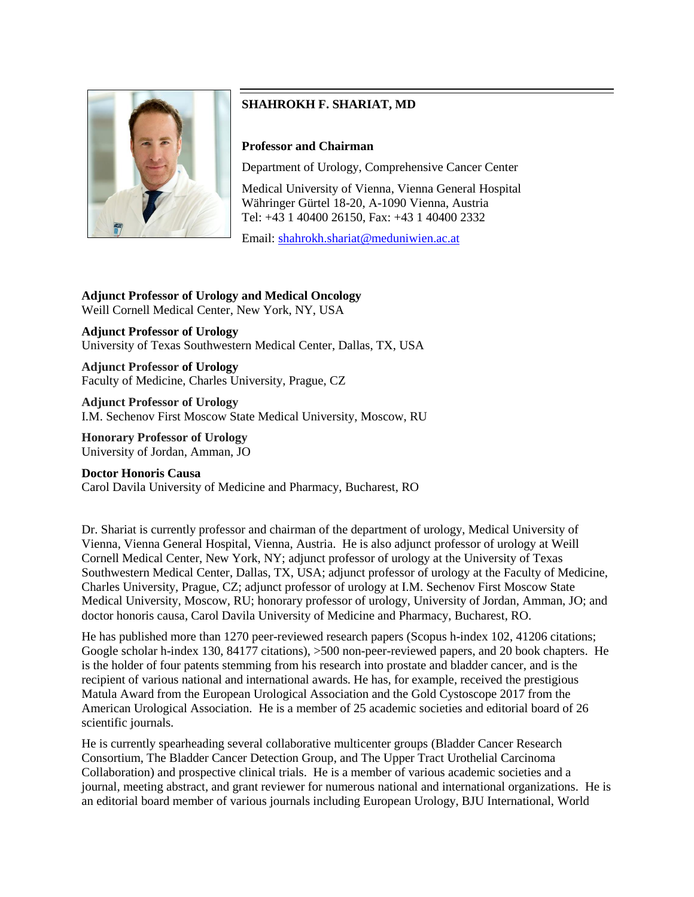# SHAHROKH F. SHARIAT, MD

**Professor and Chairman**

Department of Urology, Comprehensive Cancer Center

Medical University of Vienna, Vienna General Hospital
Währinger Gürtel 18-20, A-1090 Vienna, Austria
Tel: +43 1 40400 26150, Fax: +43 1 40400 2332

Email: shahrokh.shariat@meduniwien.ac.at

**Adjunct Professor of Urology and Medical Oncology**
Weill Cornell Medical Center, New York, NY, USA

**Adjunct Professor of Urology**
University of Texas Southwestern Medical Center, Dallas, TX, USA

**Adjunct Professor of Urology**
Faculty of Medicine, Charles University, Prague, CZ

**Adjunct Professor of Urology**
I.M. Sechenov First Moscow State Medical University, Moscow, RU

**Honorary Professor of Urology**
University of Jordan, Amman, JO

**Doctor Honoris Causa**
Carol Davila University of Medicine and Pharmacy, Bucharest, RO

Dr. Shariat is currently professor and chairman of the department of urology, Medical University of Vienna, Vienna General Hospital, Vienna, Austria. He is also adjunct professor of urology at Weill Cornell Medical Center, New York, NY; adjunct professor of urology at the University of Texas Southwestern Medical Center, Dallas, TX, USA; adjunct professor of urology at the Faculty of Medicine, Charles University, Prague, CZ; adjunct professor of urology at I.M. Sechenov First Moscow State Medical University, Moscow, RU; honorary professor of urology, University of Jordan, Amman, JO; and doctor honoris causa, Carol Davila University of Medicine and Pharmacy, Bucharest, RO.

He has published more than 1270 peer-reviewed research papers (Scopus h-index 102, 41206 citations; Google scholar h-index 130, 84177 citations), >500 non-peer-reviewed papers, and 20 book chapters. He is the holder of four patents stemming from his research into prostate and bladder cancer, and is the recipient of various national and international awards. He has, for example, received the prestigious Matula Award from the European Urological Association and the Gold Cystoscope 2017 from the American Urological Association. He is a member of 25 academic societies and editorial board of 26 scientific journals.

He is currently spearheading several collaborative multicenter groups (Bladder Cancer Research Consortium, The Bladder Cancer Detection Group, and The Upper Tract Urothelial Carcinoma Collaboration) and prospective clinical trials. He is a member of various academic societies and a journal, meeting abstract, and grant reviewer for numerous national and international organizations. He is an editorial board member of various journals including European Urology, BJU International, World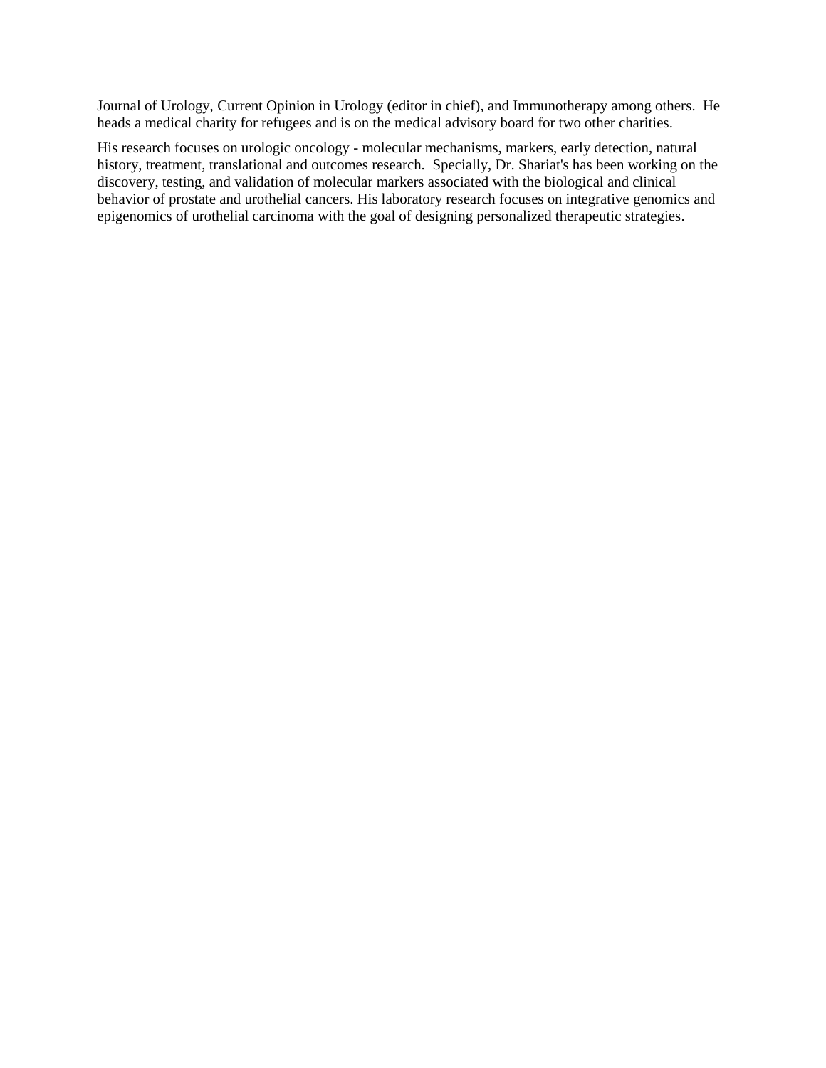Journal of Urology, Current Opinion in Urology (editor in chief), and Immunotherapy among others. He heads a medical charity for refugees and is on the medical advisory board for two other charities.

His research focuses on urologic oncology - molecular mechanisms, markers, early detection, natural history, treatment, translational and outcomes research. Specially, Dr. Shariat's has been working on the discovery, testing, and validation of molecular markers associated with the biological and clinical behavior of prostate and urothelial cancers. His laboratory research focuses on integrative genomics and epigenomics of urothelial carcinoma with the goal of designing personalized therapeutic strategies.